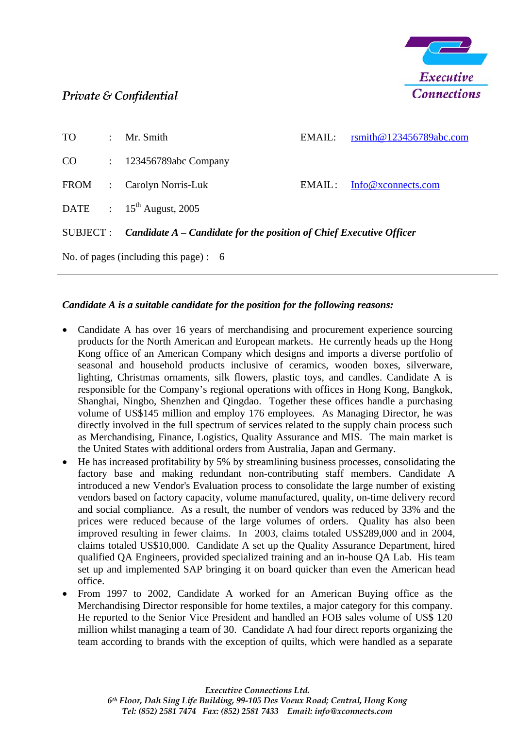Executive Connections

*Private & Confidential*

| | | | | |
|---|---|---|---|---|
| TO | : | Mr. Smith | EMAIL: | rsmith@123456789abc.com |
| CO | : | 123456789abc Company | | |
| FROM | : | Carolyn Norris-Luk | EMAIL : | Info@xconnects.com |
| DATE | : | 15th August, 2005 | | |

SUBJECT : ***Candidate A – Candidate for the position of Chief Executive Officer***

No. of pages (including this page) : 6

---

***Candidate A is a suitable candidate for the position for the following reasons:***

- Candidate A has over 16 years of merchandising and procurement experience sourcing products for the North American and European markets. He currently heads up the Hong Kong office of an American Company which designs and imports a diverse portfolio of seasonal and household products inclusive of ceramics, wooden boxes, silverware, lighting, Christmas ornaments, silk flowers, plastic toys, and candles. Candidate A is responsible for the Company's regional operations with offices in Hong Kong, Bangkok, Shanghai, Ningbo, Shenzhen and Qingdao. Together these offices handle a purchasing volume of US$145 million and employ 176 employees. As Managing Director, he was directly involved in the full spectrum of services related to the supply chain process such as Merchandising, Finance, Logistics, Quality Assurance and MIS. The main market is the United States with additional orders from Australia, Japan and Germany.
- He has increased profitability by 5% by streamlining business processes, consolidating the factory base and making redundant non-contributing staff members. Candidate A introduced a new Vendor's Evaluation process to consolidate the large number of existing vendors based on factory capacity, volume manufactured, quality, on-time delivery record and social compliance. As a result, the number of vendors was reduced by 33% and the prices were reduced because of the large volumes of orders. Quality has also been improved resulting in fewer claims. In 2003, claims totaled US$289,000 and in 2004, claims totaled US$10,000. Candidate A set up the Quality Assurance Department, hired qualified QA Engineers, provided specialized training and an in-house QA Lab. His team set up and implemented SAP bringing it on board quicker than even the American head office.
- From 1997 to 2002, Candidate A worked for an American Buying office as the Merchandising Director responsible for home textiles, a major category for this company. He reported to the Senior Vice President and handled an FOB sales volume of US$ 120 million whilst managing a team of 30. Candidate A had four direct reports organizing the team according to brands with the exception of quilts, which were handled as a separate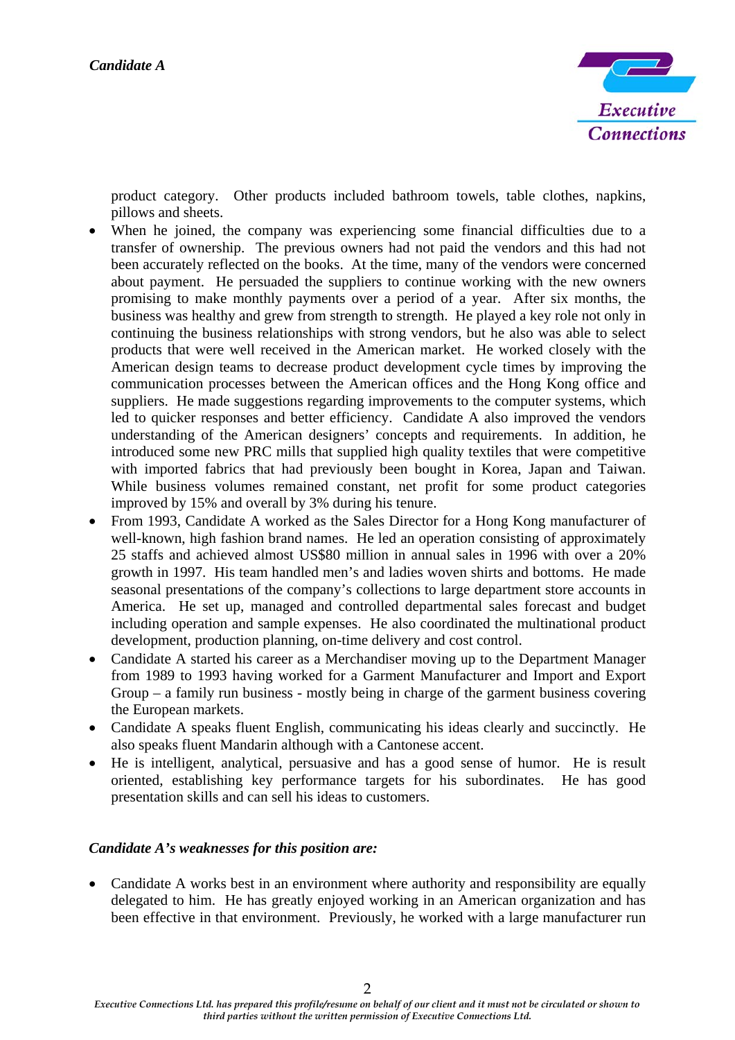product category. Other products included bathroom towels, table clothes, napkins, pillows and sheets.

- When he joined, the company was experiencing some financial difficulties due to a transfer of ownership. The previous owners had not paid the vendors and this had not been accurately reflected on the books. At the time, many of the vendors were concerned about payment. He persuaded the suppliers to continue working with the new owners promising to make monthly payments over a period of a year. After six months, the business was healthy and grew from strength to strength. He played a key role not only in continuing the business relationships with strong vendors, but he also was able to select products that were well received in the American market. He worked closely with the American design teams to decrease product development cycle times by improving the communication processes between the American offices and the Hong Kong office and suppliers. He made suggestions regarding improvements to the computer systems, which led to quicker responses and better efficiency. Candidate A also improved the vendors understanding of the American designers' concepts and requirements. In addition, he introduced some new PRC mills that supplied high quality textiles that were competitive with imported fabrics that had previously been bought in Korea, Japan and Taiwan. While business volumes remained constant, net profit for some product categories improved by 15% and overall by 3% during his tenure.
- From 1993, Candidate A worked as the Sales Director for a Hong Kong manufacturer of well-known, high fashion brand names. He led an operation consisting of approximately 25 staffs and achieved almost US$80 million in annual sales in 1996 with over a 20% growth in 1997. His team handled men's and ladies woven shirts and bottoms. He made seasonal presentations of the company's collections to large department store accounts in America. He set up, managed and controlled departmental sales forecast and budget including operation and sample expenses. He also coordinated the multinational product development, production planning, on-time delivery and cost control.
- Candidate A started his career as a Merchandiser moving up to the Department Manager from 1989 to 1993 having worked for a Garment Manufacturer and Import and Export Group – a family run business - mostly being in charge of the garment business covering the European markets.
- Candidate A speaks fluent English, communicating his ideas clearly and succinctly. He also speaks fluent Mandarin although with a Cantonese accent.
- He is intelligent, analytical, persuasive and has a good sense of humor. He is result oriented, establishing key performance targets for his subordinates. He has good presentation skills and can sell his ideas to customers.

***Candidate A's weaknesses for this position are:***

- Candidate A works best in an environment where authority and responsibility are equally delegated to him. He has greatly enjoyed working in an American organization and has been effective in that environment. Previously, he worked with a large manufacturer run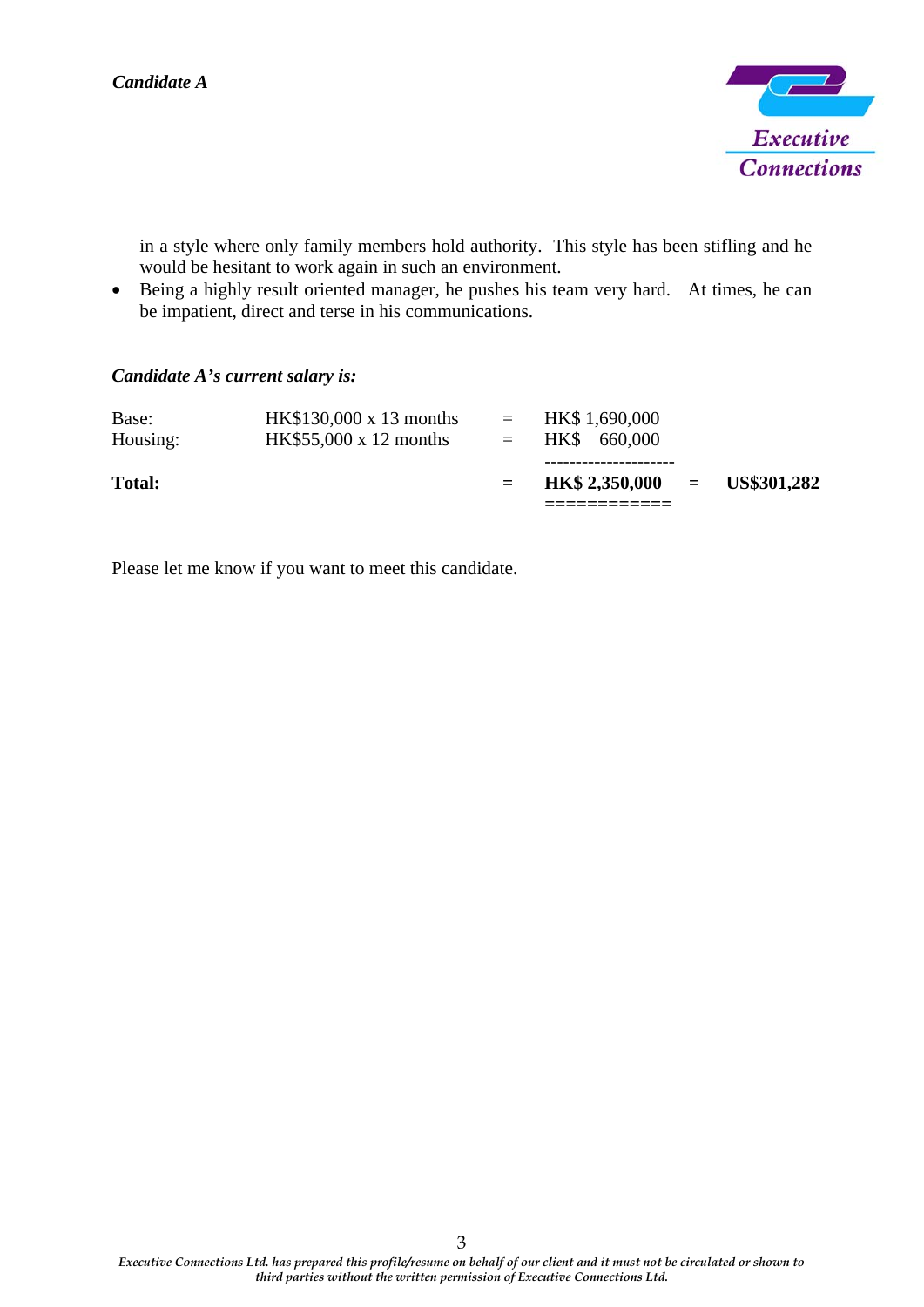in a style where only family members hold authority. This style has been stifling and he would be hesitant to work again in such an environment.

- Being a highly result oriented manager, he pushes his team very hard. At times, he can be impatient, direct and terse in his communications.

***Candidate A's current salary is:***

| | | | | | |
|---|---|---|---|---|---|
| Base: | HK$130,000 x 13 months | = | HK$ 1,690,000 | | |
| Housing: | HK$55,000 x 12 months | = | HK$ 660,000 | | |
| **Total:** | | **=** | **HK$ 2,350,000** | **=** | **US$301,282** |

Please let me know if you want to meet this candidate.

*Executive Connections Ltd. has prepared this profile/resume on behalf of our client and it must not be circulated or shown to third parties without the written permission of Executive Connections Ltd.*